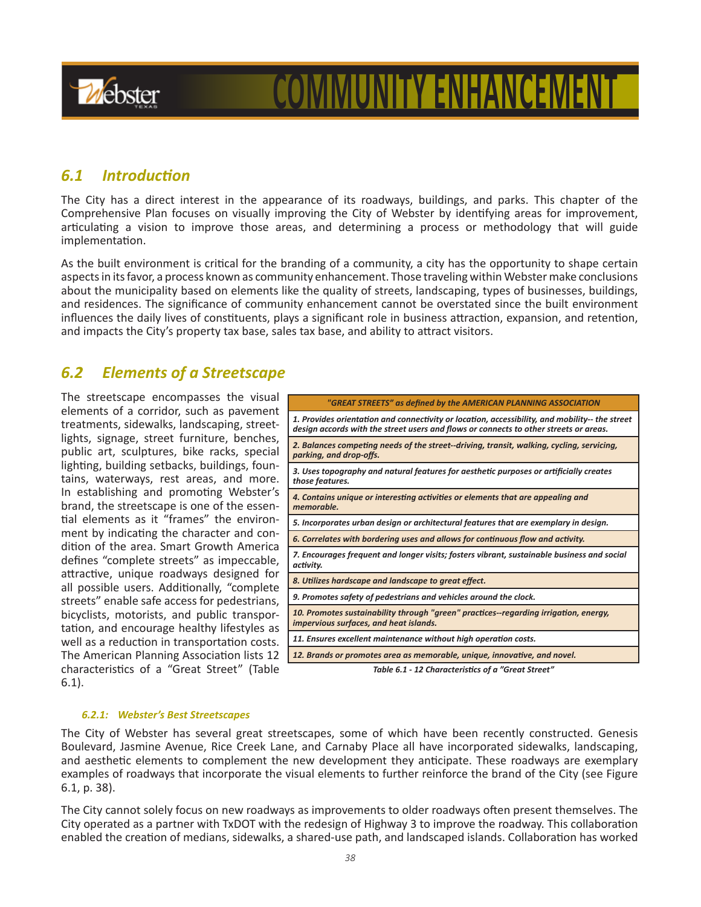# COMMUNITY ENHANCEMENT

## *6.1 Introduction*

The City has a direct interest in the appearance of its roadways, buildings, and parks. This chapter of the Comprehensive Plan focuses on visually improving the City of Webster by identifying areas for improvement, articulating a vision to improve those areas, and determining a process or methodology that will guide implementation.

As the built environment is critical for the branding of a community, a city has the opportunity to shape certain aspects in its favor, a process known as community enhancement. Those traveling within Webster make conclusions about the municipality based on elements like the quality of streets, landscaping, types of businesses, buildings, and residences. The significance of community enhancement cannot be overstated since the built environment influences the daily lives of constituents, plays a significant role in business attraction, expansion, and retention, and impacts the City's property tax base, sales tax base, and ability to attract visitors.

## *6.2 Elements of a Streetscape*

The streetscape encompasses the visual elements of a corridor, such as pavement treatments, sidewalks, landscaping, streetlights, signage, street furniture, benches, public art, sculptures, bike racks, special lighting, building setbacks, buildings, fountains, waterways, rest areas, and more. In establishing and promoting Webster's brand, the streetscape is one of the essential elements as it "frames" the environment by indicating the character and condition of the area. Smart Growth America defines "complete streets" as impeccable, attractive, unique roadways designed for all possible users. Additionally, "complete streets" enable safe access for pedestrians, bicyclists, motorists, and public transportation, and encourage healthy lifestyles as well as a reduction in transportation costs. The American Planning Association lists 12 characteristics of a "Great Street" (Table 6.1).

| *"GREAT STREETS" as defined by the AMERICAN PLANNING ASSOCIATION* |
|---|
| *1. Provides orientation and connectivity or location, accessibility, and mobility-- the street design accords with the street users and flows or connects to other streets or areas.* |
| *2. Balances competing needs of the street--driving, transit, walking, cycling, servicing, parking, and drop-offs.* |
| *3. Uses topography and natural features for aesthetic purposes or artificially creates those features.* |
| *4. Contains unique or interesting activities or elements that are appealing and memorable.* |
| *5. Incorporates urban design or architectural features that are exemplary in design.* |
| *6. Correlates with bordering uses and allows for continuous flow and activity.* |
| *7. Encourages frequent and longer visits; fosters vibrant, sustainable business and social activity.* |
| *8. Utilizes hardscape and landscape to great effect.* |
| *9. Promotes safety of pedestrians and vehicles around the clock.* |
| *10. Promotes sustainability through "green" practices--regarding irrigation, energy, impervious surfaces, and heat islands.* |
| *11. Ensures excellent maintenance without high operation costs.* |
| *12. Brands or promotes area as memorable, unique, innovative, and novel.* |

*Table 6.1 - 12 Characteristics of a "Great Street"*

#### *6.2.1: Webster's Best Streetscapes*

The City of Webster has several great streetscapes, some of which have been recently constructed. Genesis Boulevard, Jasmine Avenue, Rice Creek Lane, and Carnaby Place all have incorporated sidewalks, landscaping, and aesthetic elements to complement the new development they anticipate. These roadways are exemplary examples of roadways that incorporate the visual elements to further reinforce the brand of the City (see Figure 6.1, p. 38).

The City cannot solely focus on new roadways as improvements to older roadways often present themselves. The City operated as a partner with TxDOT with the redesign of Highway 3 to improve the roadway. This collaboration enabled the creation of medians, sidewalks, a shared-use path, and landscaped islands. Collaboration has worked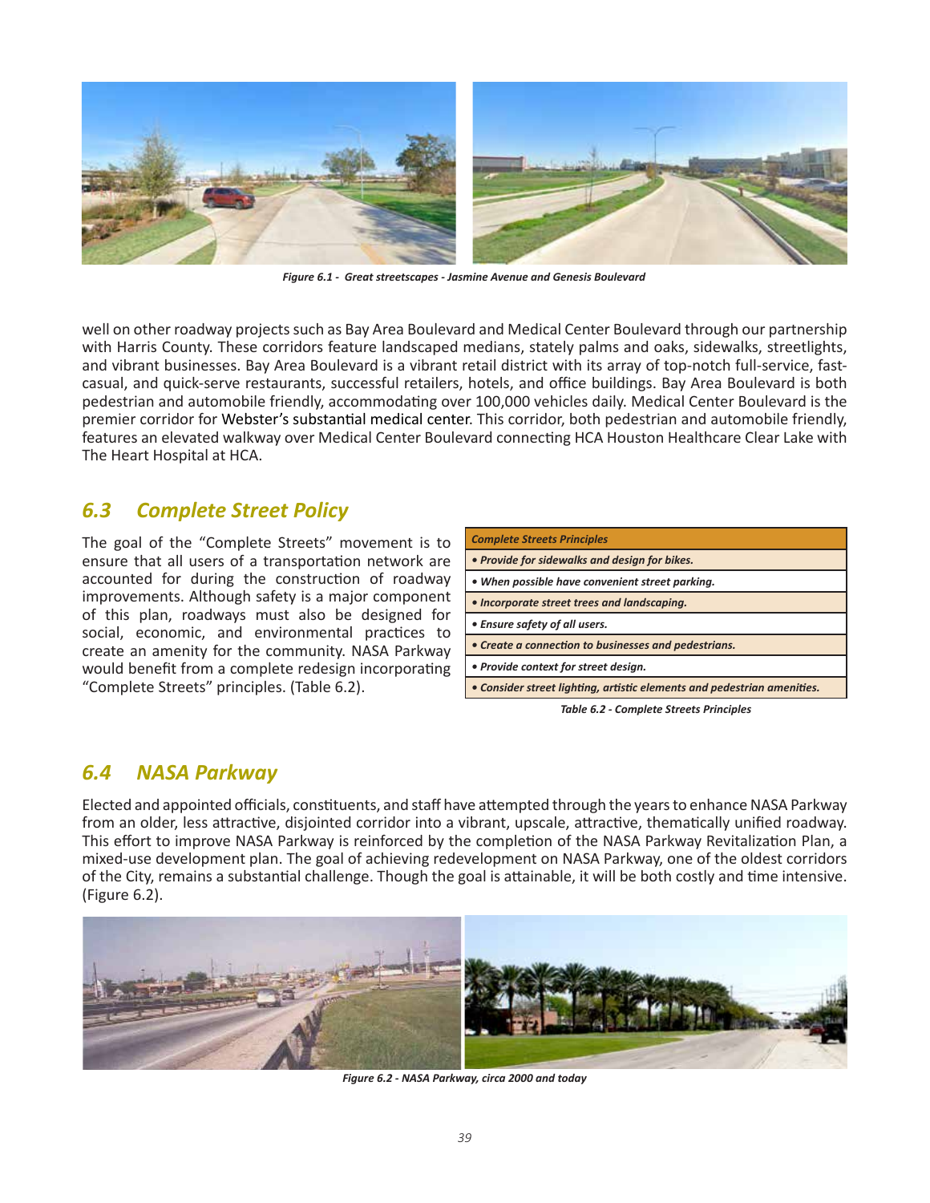*Figure 6.1 - Great streetscapes - Jasmine Avenue and Genesis Boulevard*

well on other roadway projects such as Bay Area Boulevard and Medical Center Boulevard through our partnership with Harris County. These corridors feature landscaped medians, stately palms and oaks, sidewalks, streetlights, and vibrant businesses. Bay Area Boulevard is a vibrant retail district with its array of top-notch full-service, fast-casual, and quick-serve restaurants, successful retailers, hotels, and office buildings. Bay Area Boulevard is both pedestrian and automobile friendly, accommodating over 100,000 vehicles daily. Medical Center Boulevard is the premier corridor for Webster's substantial medical center. This corridor, both pedestrian and automobile friendly, features an elevated walkway over Medical Center Boulevard connecting HCA Houston Healthcare Clear Lake with The Heart Hospital at HCA.

## 6.3 Complete Street Policy

The goal of the "Complete Streets" movement is to ensure that all users of a transportation network are accounted for during the construction of roadway improvements. Although safety is a major component of this plan, roadways must also be designed for social, economic, and environmental practices to create an amenity for the community. NASA Parkway would benefit from a complete redesign incorporating "Complete Streets" principles. (Table 6.2).

| *Complete Streets Principles* |
|---|
| ***• Provide for sidewalks and design for bikes.*** |
| ***• When possible have convenient street parking.*** |
| ***• Incorporate street trees and landscaping.*** |
| ***• Ensure safety of all users.*** |
| ***• Create a connection to businesses and pedestrians.*** |
| ***• Provide context for street design.*** |
| ***• Consider street lighting, artistic elements and pedestrian amenities.*** |

*Table 6.2 - Complete Streets Principles*

## 6.4 NASA Parkway

Elected and appointed officials, constituents, and staff have attempted through the years to enhance NASA Parkway from an older, less attractive, disjointed corridor into a vibrant, upscale, attractive, thematically unified roadway. This effort to improve NASA Parkway is reinforced by the completion of the NASA Parkway Revitalization Plan, a mixed-use development plan. The goal of achieving redevelopment on NASA Parkway, one of the oldest corridors of the City, remains a substantial challenge. Though the goal is attainable, it will be both costly and time intensive. (Figure 6.2).

*Figure 6.2 - NASA Parkway, circa 2000 and today*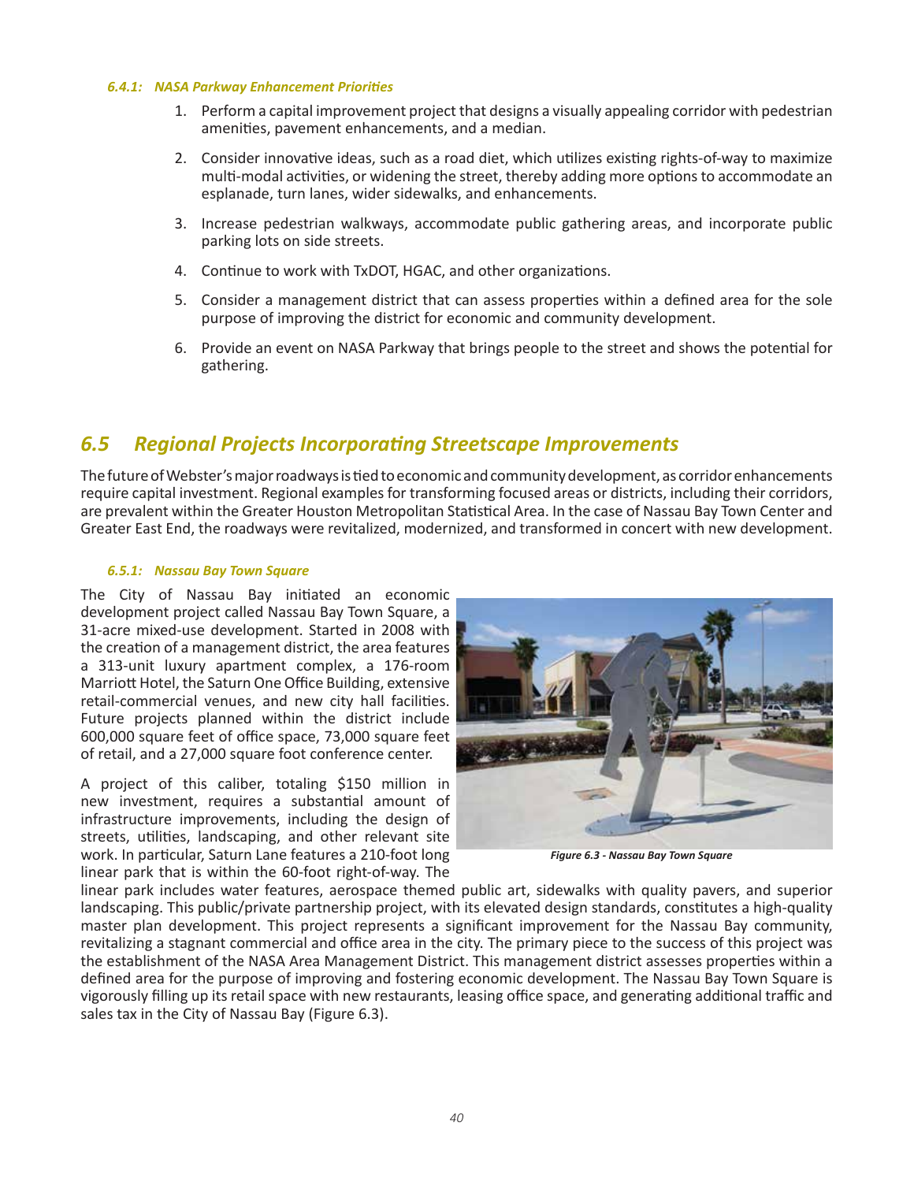#### *6.4.1: NASA Parkway Enhancement Priorities*

1. Perform a capital improvement project that designs a visually appealing corridor with pedestrian amenities, pavement enhancements, and a median.
2. Consider innovative ideas, such as a road diet, which utilizes existing rights-of-way to maximize multi-modal activities, or widening the street, thereby adding more options to accommodate an esplanade, turn lanes, wider sidewalks, and enhancements.
3. Increase pedestrian walkways, accommodate public gathering areas, and incorporate public parking lots on side streets.
4. Continue to work with TxDOT, HGAC, and other organizations.
5. Consider a management district that can assess properties within a defined area for the sole purpose of improving the district for economic and community development.
6. Provide an event on NASA Parkway that brings people to the street and shows the potential for gathering.

## *6.5 Regional Projects Incorporating Streetscape Improvements*

The future of Webster's major roadways is tied to economic and community development, as corridor enhancements require capital investment. Regional examples for transforming focused areas or districts, including their corridors, are prevalent within the Greater Houston Metropolitan Statistical Area. In the case of Nassau Bay Town Center and Greater East End, the roadways were revitalized, modernized, and transformed in concert with new development.

#### *6.5.1: Nassau Bay Town Square*

The City of Nassau Bay initiated an economic development project called Nassau Bay Town Square, a 31-acre mixed-use development. Started in 2008 with the creation of a management district, the area features a 313-unit luxury apartment complex, a 176-room Marriott Hotel, the Saturn One Office Building, extensive retail-commercial venues, and new city hall facilities. Future projects planned within the district include 600,000 square feet of office space, 73,000 square feet of retail, and a 27,000 square foot conference center.

A project of this caliber, totaling $150 million in new investment, requires a substantial amount of infrastructure improvements, including the design of streets, utilities, landscaping, and other relevant site work. In particular, Saturn Lane features a 210-foot long linear park that is within the 60-foot right-of-way. The linear park includes water features, aerospace themed public art, sidewalks with quality pavers, and superior landscaping. This public/private partnership project, with its elevated design standards, constitutes a high-quality master plan development. This project represents a significant improvement for the Nassau Bay community, revitalizing a stagnant commercial and office area in the city. The primary piece to the success of this project was the establishment of the NASA Area Management District. This management district assesses properties within a defined area for the purpose of improving and fostering economic development. The Nassau Bay Town Square is vigorously filling up its retail space with new restaurants, leasing office space, and generating additional traffic and sales tax in the City of Nassau Bay (Figure 6.3).

*Figure 6.3 - Nassau Bay Town Square*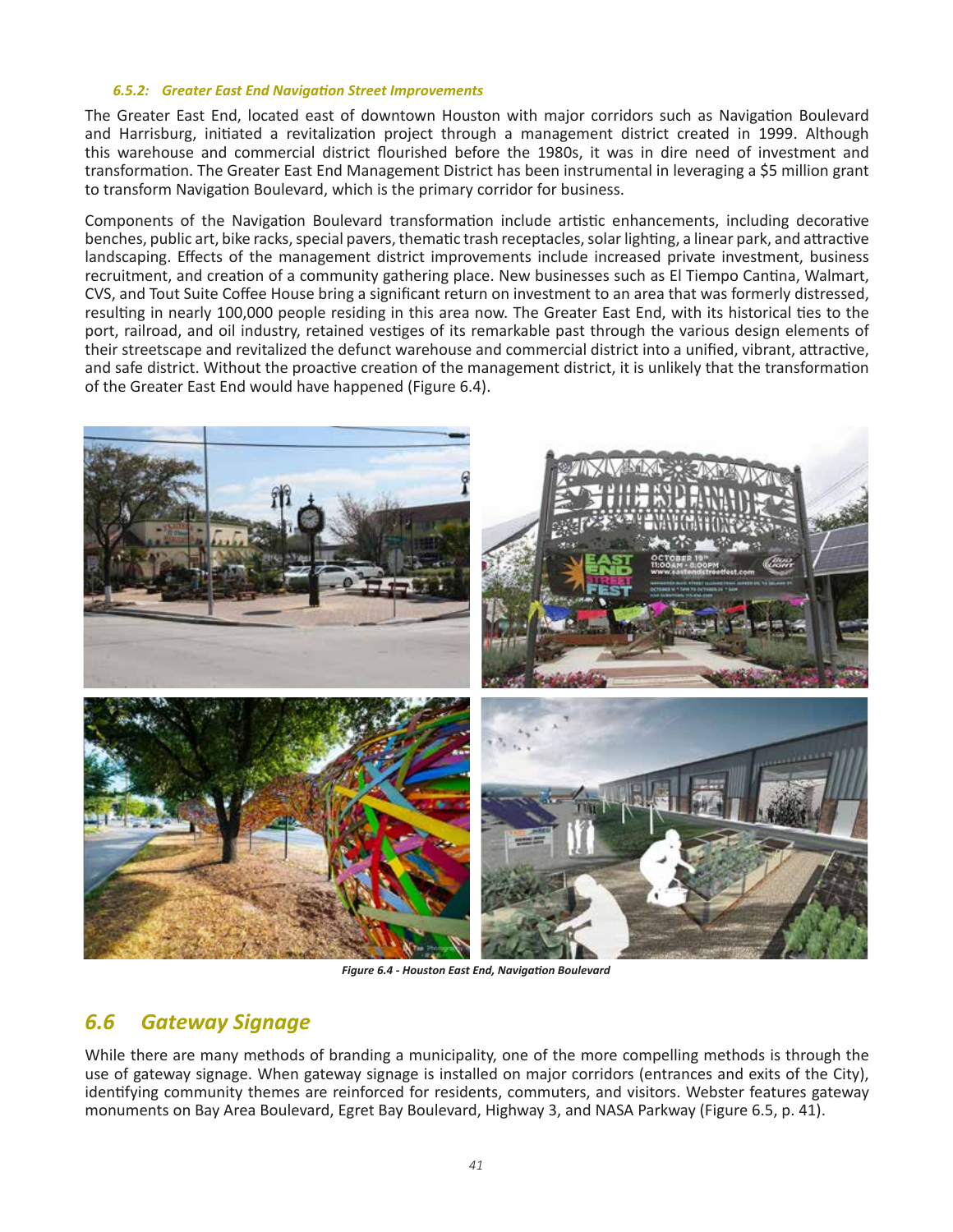#### *6.5.2: Greater East End Navigation Street Improvements*

The Greater East End, located east of downtown Houston with major corridors such as Navigation Boulevard and Harrisburg, initiated a revitalization project through a management district created in 1999. Although this warehouse and commercial district flourished before the 1980s, it was in dire need of investment and transformation. The Greater East End Management District has been instrumental in leveraging a $5 million grant to transform Navigation Boulevard, which is the primary corridor for business.

Components of the Navigation Boulevard transformation include artistic enhancements, including decorative benches, public art, bike racks, special pavers, thematic trash receptacles, solar lighting, a linear park, and attractive landscaping. Effects of the management district improvements include increased private investment, business recruitment, and creation of a community gathering place. New businesses such as El Tiempo Cantina, Walmart, CVS, and Tout Suite Coffee House bring a significant return on investment to an area that was formerly distressed, resulting in nearly 100,000 people residing in this area now. The Greater East End, with its historical ties to the port, railroad, and oil industry, retained vestiges of its remarkable past through the various design elements of their streetscape and revitalized the defunct warehouse and commercial district into a unified, vibrant, attractive, and safe district. Without the proactive creation of the management district, it is unlikely that the transformation of the Greater East End would have happened (Figure 6.4).

*Figure 6.4 - Houston East End, Navigation Boulevard*

## *6.6 Gateway Signage*

While there are many methods of branding a municipality, one of the more compelling methods is through the use of gateway signage. When gateway signage is installed on major corridors (entrances and exits of the City), identifying community themes are reinforced for residents, commuters, and visitors. Webster features gateway monuments on Bay Area Boulevard, Egret Bay Boulevard, Highway 3, and NASA Parkway (Figure 6.5, p. 41).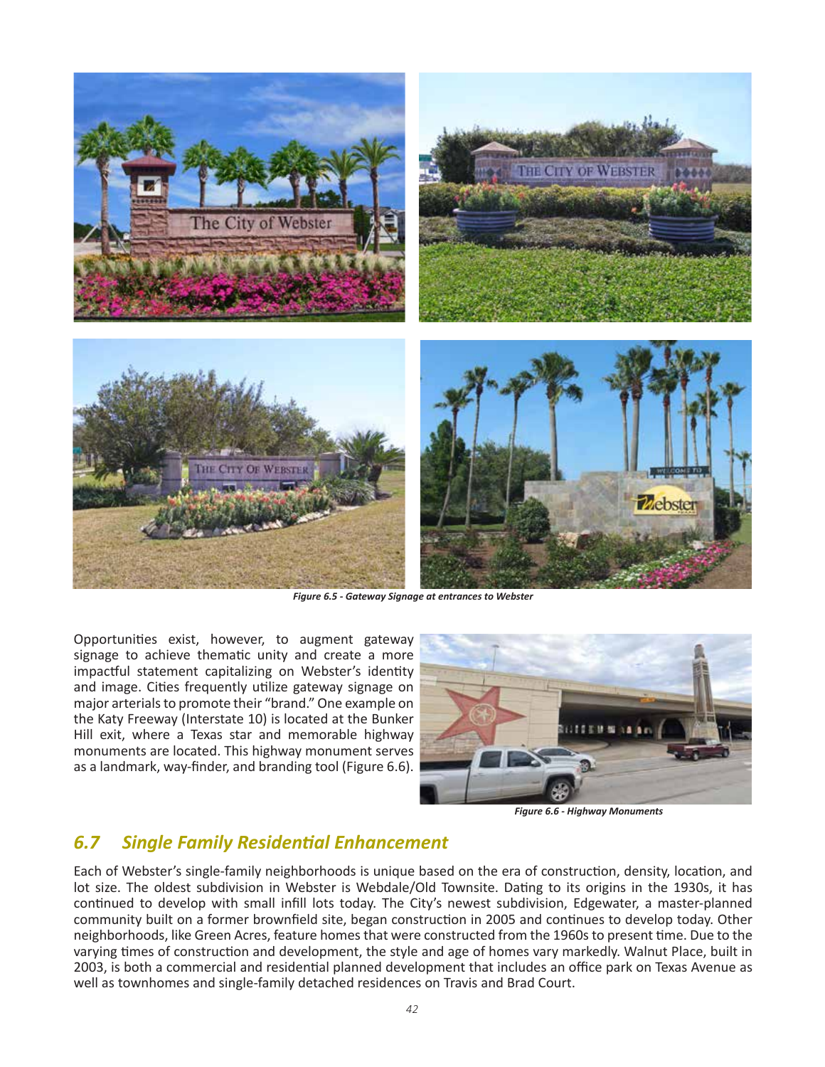*Figure 6.5 - Gateway Signage at entrances to Webster*

Opportunities exist, however, to augment gateway signage to achieve thematic unity and create a more impactful statement capitalizing on Webster's identity and image. Cities frequently utilize gateway signage on major arterials to promote their "brand." One example on the Katy Freeway (Interstate 10) is located at the Bunker Hill exit, where a Texas star and memorable highway monuments are located. This highway monument serves as a landmark, way-finder, and branding tool (Figure 6.6).

*Figure 6.6 - Highway Monuments*

## *6.7 Single Family Residential Enhancement*

Each of Webster's single-family neighborhoods is unique based on the era of construction, density, location, and lot size. The oldest subdivision in Webster is Webdale/Old Townsite. Dating to its origins in the 1930s, it has continued to develop with small infill lots today. The City's newest subdivision, Edgewater, a master-planned community built on a former brownfield site, began construction in 2005 and continues to develop today. Other neighborhoods, like Green Acres, feature homes that were constructed from the 1960s to present time. Due to the varying times of construction and development, the style and age of homes vary markedly. Walnut Place, built in 2003, is both a commercial and residential planned development that includes an office park on Texas Avenue as well as townhomes and single-family detached residences on Travis and Brad Court.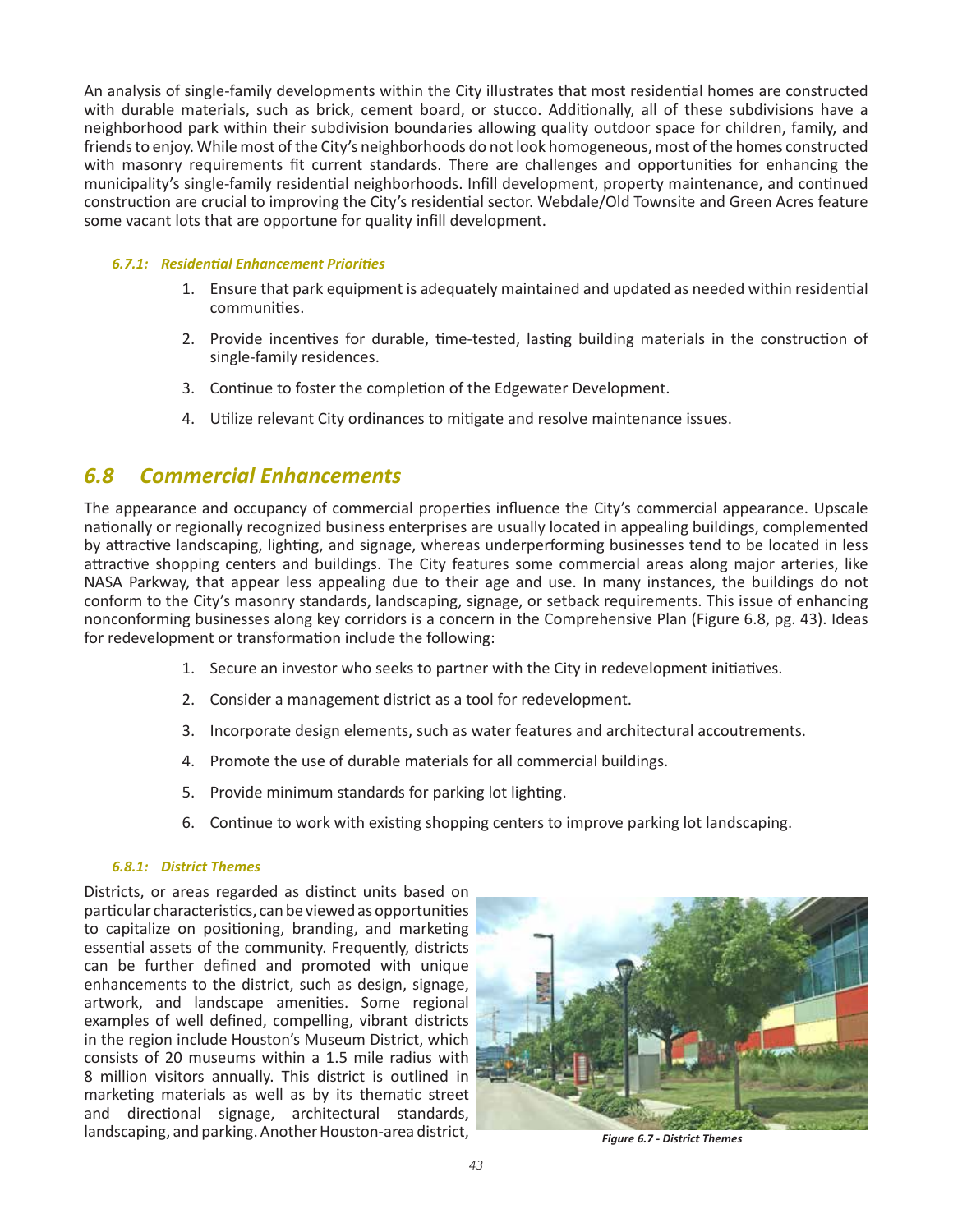An analysis of single-family developments within the City illustrates that most residential homes are constructed with durable materials, such as brick, cement board, or stucco. Additionally, all of these subdivisions have a neighborhood park within their subdivision boundaries allowing quality outdoor space for children, family, and friends to enjoy. While most of the City's neighborhoods do not look homogeneous, most of the homes constructed with masonry requirements fit current standards. There are challenges and opportunities for enhancing the municipality's single-family residential neighborhoods. Infill development, property maintenance, and continued construction are crucial to improving the City's residential sector. Webdale/Old Townsite and Green Acres feature some vacant lots that are opportune for quality infill development.

#### *6.7.1: Residential Enhancement Priorities*

1. Ensure that park equipment is adequately maintained and updated as needed within residential communities.
2. Provide incentives for durable, time-tested, lasting building materials in the construction of single-family residences.
3. Continue to foster the completion of the Edgewater Development.
4. Utilize relevant City ordinances to mitigate and resolve maintenance issues.

## *6.8 Commercial Enhancements*

The appearance and occupancy of commercial properties influence the City's commercial appearance. Upscale nationally or regionally recognized business enterprises are usually located in appealing buildings, complemented by attractive landscaping, lighting, and signage, whereas underperforming businesses tend to be located in less attractive shopping centers and buildings. The City features some commercial areas along major arteries, like NASA Parkway, that appear less appealing due to their age and use. In many instances, the buildings do not conform to the City's masonry standards, landscaping, signage, or setback requirements. This issue of enhancing nonconforming businesses along key corridors is a concern in the Comprehensive Plan (Figure 6.8, pg. 43). Ideas for redevelopment or transformation include the following:

1. Secure an investor who seeks to partner with the City in redevelopment initiatives.
2. Consider a management district as a tool for redevelopment.
3. Incorporate design elements, such as water features and architectural accoutrements.
4. Promote the use of durable materials for all commercial buildings.
5. Provide minimum standards for parking lot lighting.
6. Continue to work with existing shopping centers to improve parking lot landscaping.

#### *6.8.1: District Themes*

Districts, or areas regarded as distinct units based on particular characteristics, can be viewed as opportunities to capitalize on positioning, branding, and marketing essential assets of the community. Frequently, districts can be further defined and promoted with unique enhancements to the district, such as design, signage, artwork, and landscape amenities. Some regional examples of well defined, compelling, vibrant districts in the region include Houston's Museum District, which consists of 20 museums within a 1.5 mile radius with 8 million visitors annually. This district is outlined in marketing materials as well as by its thematic street and directional signage, architectural standards, landscaping, and parking. Another Houston-area district,

***Figure 6.7 - District Themes***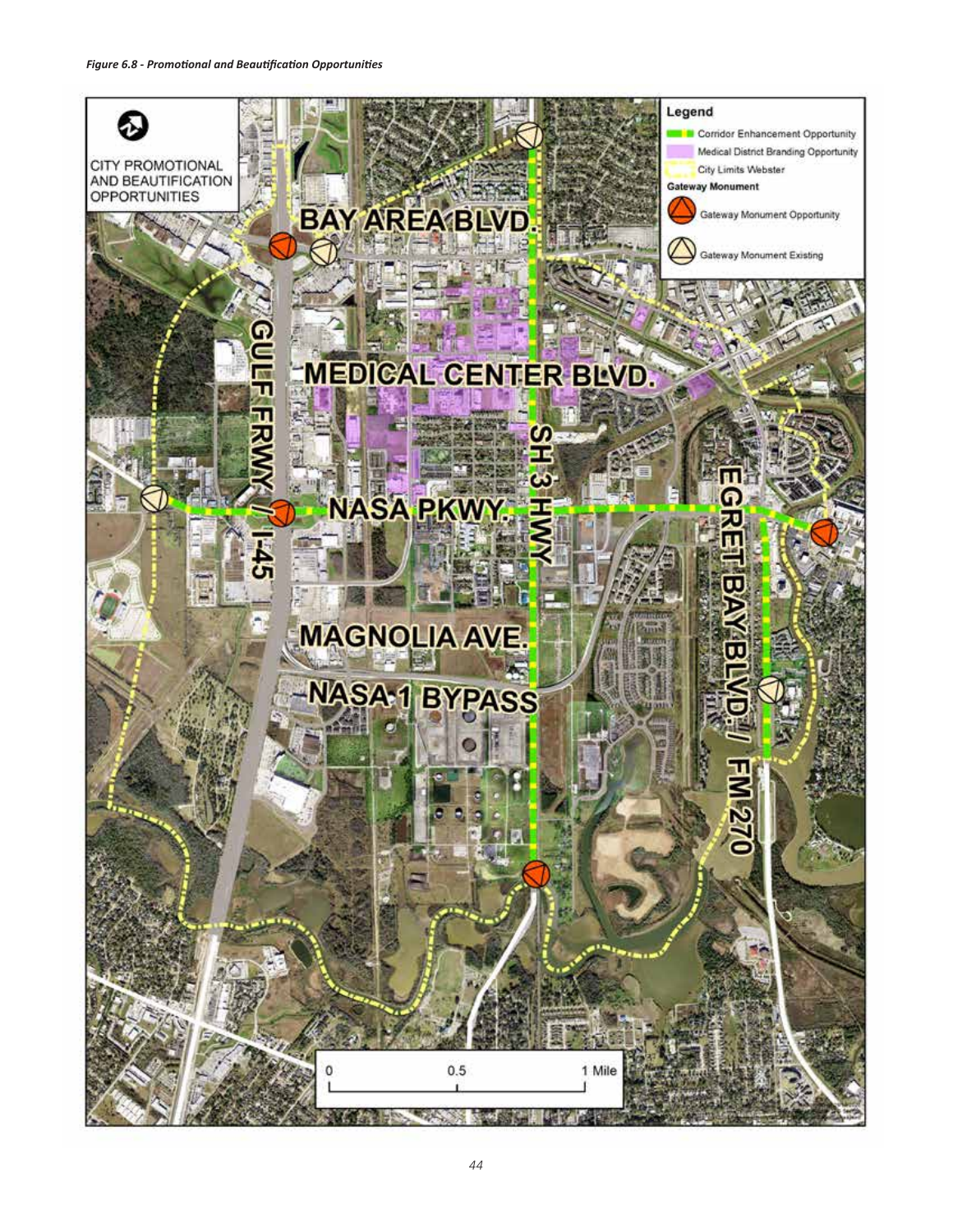*Figure 6.8 - Promotional and Beautification Opportunities*

CITY PROMOTIONAL AND BEAUTIFICATION OPPORTUNITIES

**Legend**

- Corridor Enhancement Opportunity
- Medical District Branding Opportunity
- City Limits Webster

**Gateway Monument**

- Gateway Monument Opportunity
- Gateway Monument Existing

BAY AREA BLVD.

MEDICAL CENTER BLVD.

GULF FRWY / I-45

SH 3 HWY

NASA PKWY.

EGRET BAY BLVD. / FM 270

MAGNOLIA AVE.

NASA 1 BYPASS

0 0.5 1 Mile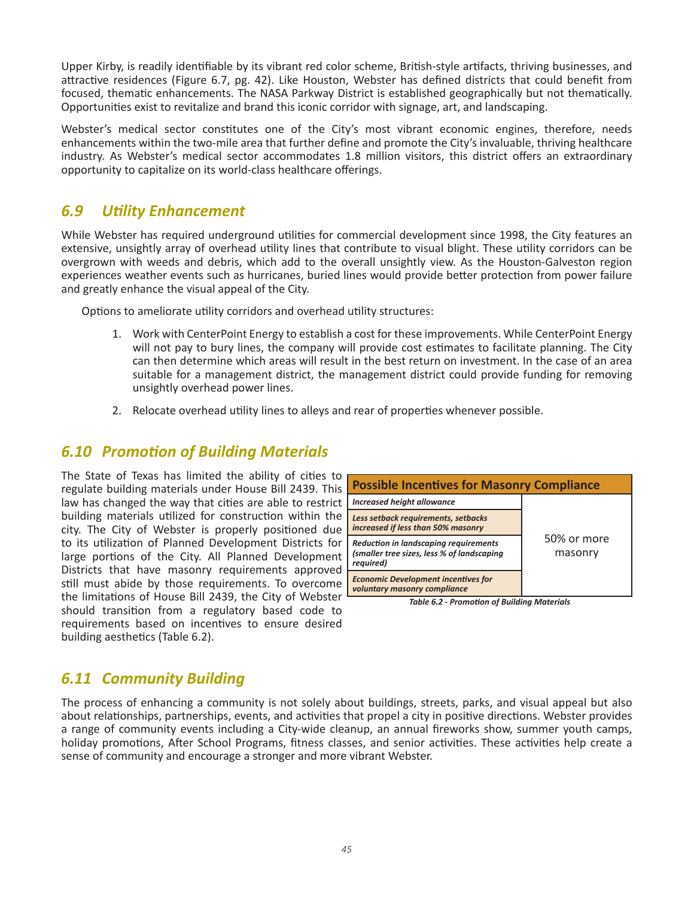Upper Kirby, is readily identifiable by its vibrant red color scheme, British-style artifacts, thriving businesses, and attractive residences (Figure 6.7, pg. 42). Like Houston, Webster has defined districts that could benefit from focused, thematic enhancements. The NASA Parkway District is established geographically but not thematically. Opportunities exist to revitalize and brand this iconic corridor with signage, art, and landscaping.

Webster's medical sector constitutes one of the City's most vibrant economic engines, therefore, needs enhancements within the two-mile area that further define and promote the City's invaluable, thriving healthcare industry. As Webster's medical sector accommodates 1.8 million visitors, this district offers an extraordinary opportunity to capitalize on its world-class healthcare offerings.

## *6.9 Utility Enhancement*

While Webster has required underground utilities for commercial development since 1998, the City features an extensive, unsightly array of overhead utility lines that contribute to visual blight. These utility corridors can be overgrown with weeds and debris, which add to the overall unsightly view. As the Houston-Galveston region experiences weather events such as hurricanes, buried lines would provide better protection from power failure and greatly enhance the visual appeal of the City.

Options to ameliorate utility corridors and overhead utility structures:

1. Work with CenterPoint Energy to establish a cost for these improvements. While CenterPoint Energy will not pay to bury lines, the company will provide cost estimates to facilitate planning. The City can then determine which areas will result in the best return on investment. In the case of an area suitable for a management district, the management district could provide funding for removing unsightly overhead power lines.
2. Relocate overhead utility lines to alleys and rear of properties whenever possible.

## *6.10 Promotion of Building Materials*

The State of Texas has limited the ability of cities to regulate building materials under House Bill 2439. This law has changed the way that cities are able to restrict building materials utilized for construction within the city. The City of Webster is properly positioned due to its utilization of Planned Development Districts for large portions of the City. All Planned Development Districts that have masonry requirements approved still must abide by those requirements. To overcome the limitations of House Bill 2439, the City of Webster should transition from a regulatory based code to requirements based on incentives to ensure desired building aesthetics (Table 6.2).

| Possible Incentives for Masonry Compliance | |
|---|---|
| ***Increased height allowance*** | 50% or more masonry |
| ***Less setback requirements, setbacks increased if less than 50% masonry*** | |
| ***Reduction in landscaping requirements (smaller tree sizes, less % of landscaping required)*** | |
| ***Economic Development incentives for voluntary masonry compliance*** | |

***Table 6.2 - Promotion of Building Materials***

## *6.11 Community Building*

The process of enhancing a community is not solely about buildings, streets, parks, and visual appeal but also about relationships, partnerships, events, and activities that propel a city in positive directions. Webster provides a range of community events including a City-wide cleanup, an annual fireworks show, summer youth camps, holiday promotions, After School Programs, fitness classes, and senior activities. These activities help create a sense of community and encourage a stronger and more vibrant Webster.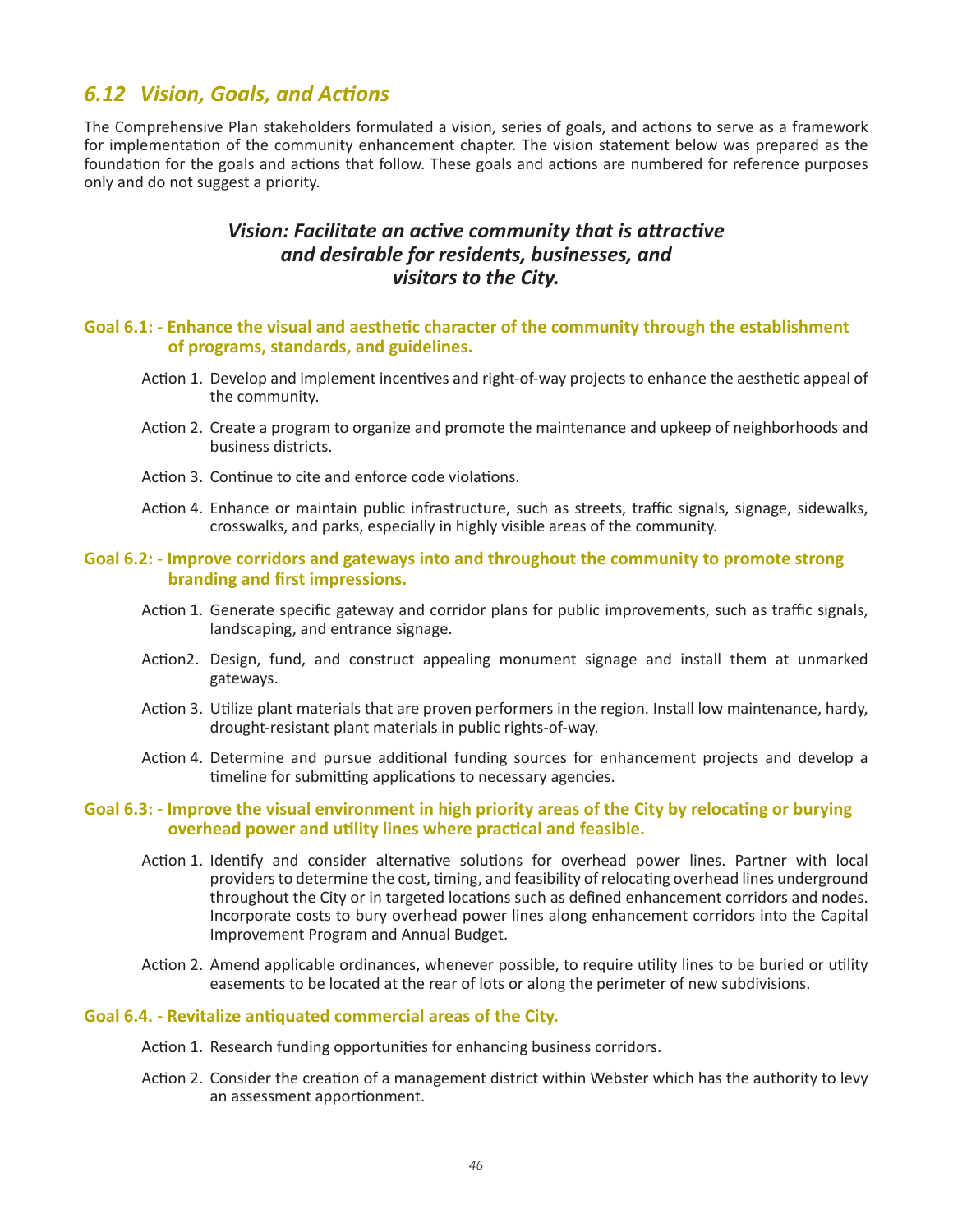## *6.12 Vision, Goals, and Actions*

The Comprehensive Plan stakeholders formulated a vision, series of goals, and actions to serve as a framework for implementation of the community enhancement chapter. The vision statement below was prepared as the foundation for the goals and actions that follow. These goals and actions are numbered for reference purposes only and do not suggest a priority.

***Vision: Facilitate an active community that is attractive and desirable for residents, businesses, and visitors to the City.***

**Goal 6.1: - Enhance the visual and aesthetic character of the community through the establishment of programs, standards, and guidelines.**

Action 1. Develop and implement incentives and right-of-way projects to enhance the aesthetic appeal of the community.

Action 2. Create a program to organize and promote the maintenance and upkeep of neighborhoods and business districts.

Action 3. Continue to cite and enforce code violations.

Action 4. Enhance or maintain public infrastructure, such as streets, traffic signals, signage, sidewalks, crosswalks, and parks, especially in highly visible areas of the community.

**Goal 6.2: - Improve corridors and gateways into and throughout the community to promote strong branding and first impressions.**

Action 1. Generate specific gateway and corridor plans for public improvements, such as traffic signals, landscaping, and entrance signage.

Action2. Design, fund, and construct appealing monument signage and install them at unmarked gateways.

Action 3. Utilize plant materials that are proven performers in the region. Install low maintenance, hardy, drought-resistant plant materials in public rights-of-way.

Action 4. Determine and pursue additional funding sources for enhancement projects and develop a timeline for submitting applications to necessary agencies.

**Goal 6.3: - Improve the visual environment in high priority areas of the City by relocating or burying overhead power and utility lines where practical and feasible.**

Action 1. Identify and consider alternative solutions for overhead power lines. Partner with local providers to determine the cost, timing, and feasibility of relocating overhead lines underground throughout the City or in targeted locations such as defined enhancement corridors and nodes. Incorporate costs to bury overhead power lines along enhancement corridors into the Capital Improvement Program and Annual Budget.

Action 2. Amend applicable ordinances, whenever possible, to require utility lines to be buried or utility easements to be located at the rear of lots or along the perimeter of new subdivisions.

**Goal 6.4. - Revitalize antiquated commercial areas of the City.**

Action 1. Research funding opportunities for enhancing business corridors.

Action 2. Consider the creation of a management district within Webster which has the authority to levy an assessment apportionment.